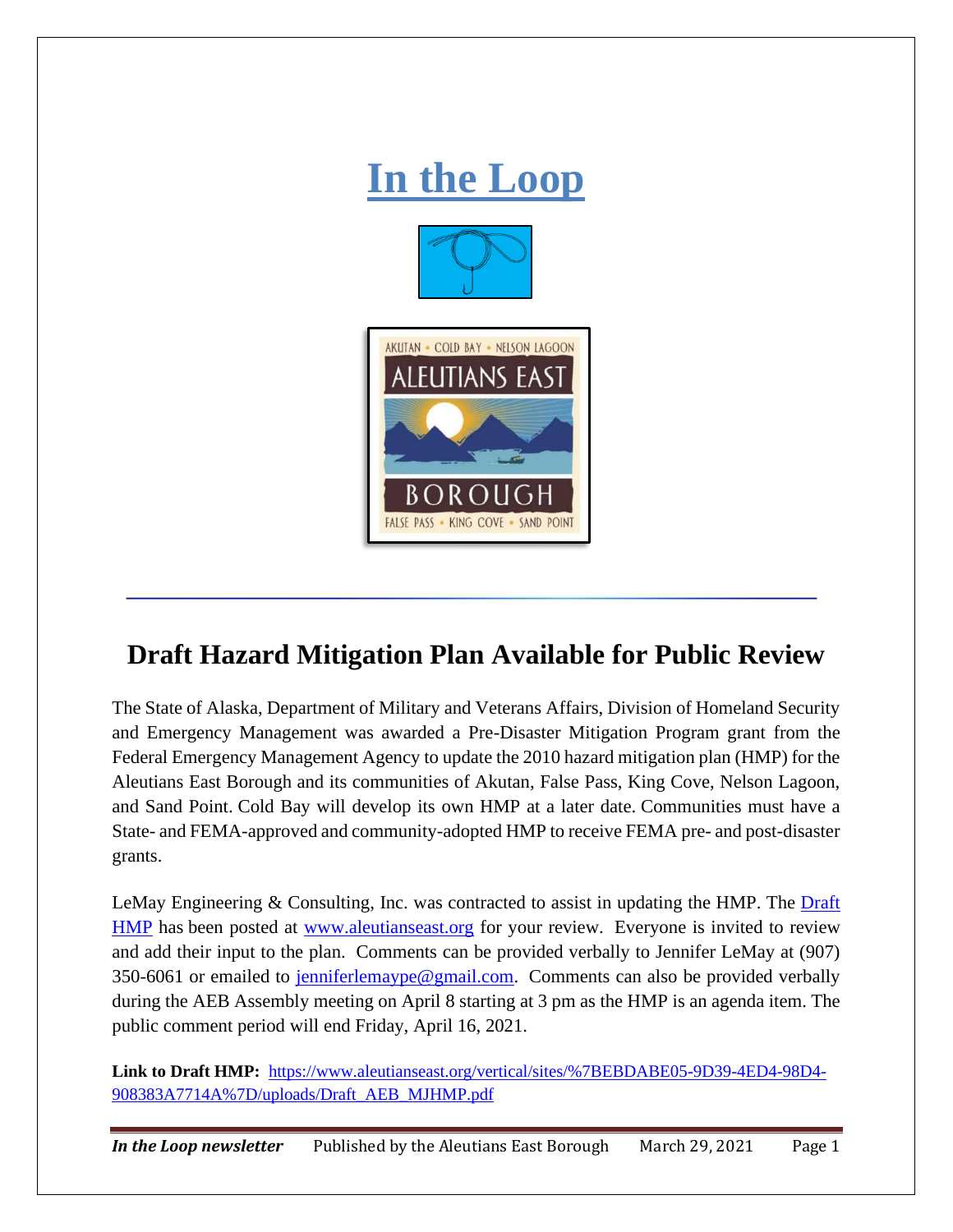# In the Loop

## Draft Hazard Mitigation Plan Available for Public Review

The State of Alaska, Department of Military and Veterans Affairs, Division of Homeland Security and Emergency Management was awarded a Pre-Disaster Mitigation Program grant from the Federal Emergency Management Agency to update the 2010 hazard mitigation plan (HMP) for the Aleutians East Borough and its communities of Akutan, False Pass, King Cove, Nelson Lagoon, and Sand Point. Cold Bay will develop its own HMP at a later date. Communities must have a State- and FEMA-approved and community-adopted HMP to receive FEMA pre- and post-disaster grants.

LeMay Engineering & Consulting, Inc. was contracted to assist in updating the HMP. The [Draft HMP](https://www.aleutianseast.org/vertical/sites/%7BEBDABE05-9D39-4ED4-98D4-908383A7714A%7D/uploads/Draft_AEB_MJHMP.pdf) has been posted at [www.aleutianseast.org](http://www.aleutianseast.org) for your review. Everyone is invited to review and add their input to the plan. Comments can be provided verbally to Jennifer LeMay at (907) 350-6061 or emailed to [jenniferlemaype@gmail.com](mailto:jenniferlemaype@gmail.com). Comments can also be provided verbally during the AEB Assembly meeting on April 8 starting at 3 pm as the HMP is an agenda item. The public comment period will end Friday, April 16, 2021.

**Link to Draft HMP:** [https://www.aleutianseast.org/vertical/sites/%7BEBDABE05-9D39-4ED4-98D4-908383A7714A%7D/uploads/Draft_AEB_MJHMP.pdf](https://www.aleutianseast.org/vertical/sites/%7BEBDABE05-9D39-4ED4-98D4-908383A7714A%7D/uploads/Draft_AEB_MJHMP.pdf)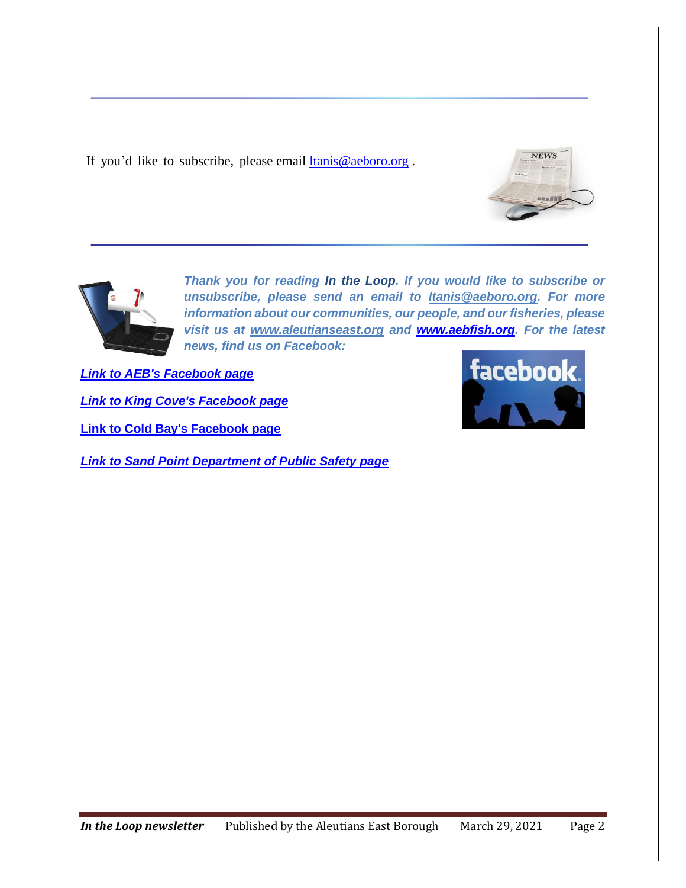If you'd like to subscribe, please email [ltanis@aeboro.org](mailto:ltanis@aeboro.org) .

***Thank you for reading* In the Loop*. If you would like to subscribe or unsubscribe, please send an email to [ltanis@aeboro.org](mailto:ltanis@aeboro.org). For more information about our communities, our people, and our fisheries, please visit us at [www.aleutianseast.org](http://www.aleutianseast.org) and [www.aebfish.org](http://www.aebfish.org). For the latest news, find us on Facebook:***

***Link to AEB's Facebook page***

***Link to King Cove's Facebook page***

**Link to Cold Bay's Facebook page**

***Link to Sand Point Department of Public Safety page***